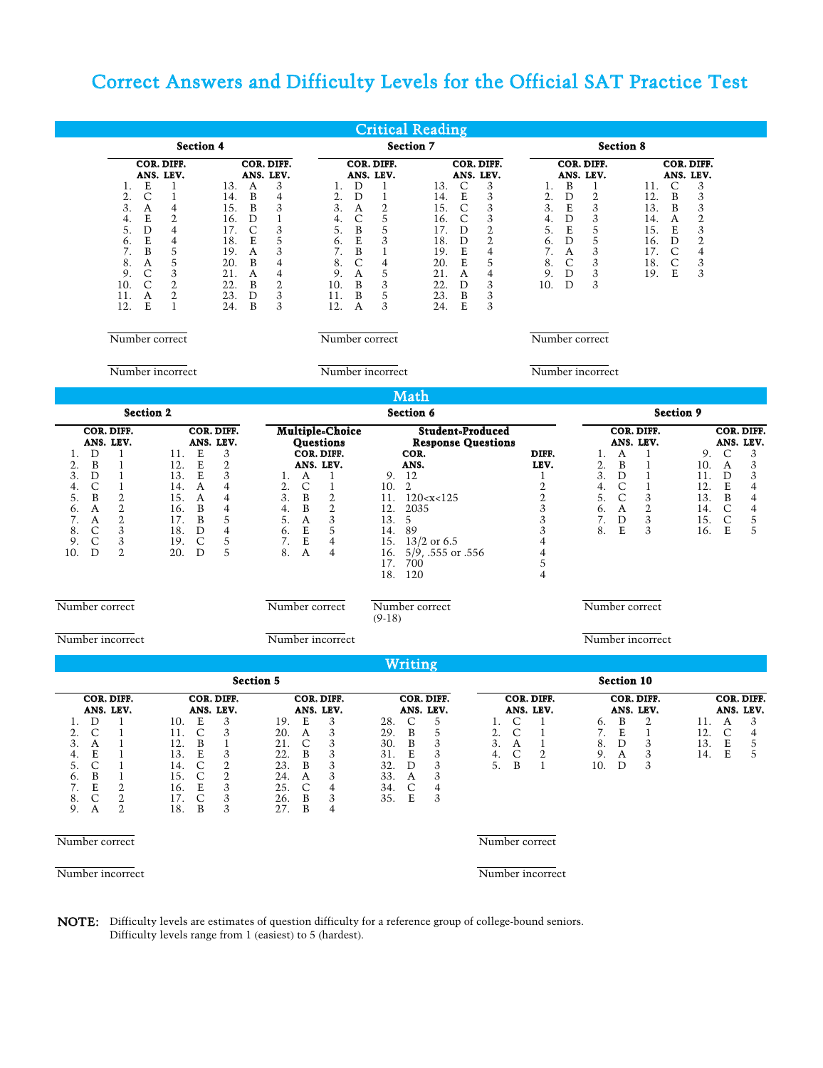# Correct Answers and Difficulty Levels for the Official SAT Practice Test

## Critical Reading

### Section 4

| | COR. ANS. | DIFF. LEV. | | COR. ANS. | DIFF. LEV. |
|---|---|---|---|---|---|
| 1. | E | 1 | 13. | A | 3 |
| 2. | C | 1 | 14. | B | 4 |
| 3. | A | 4 | 15. | B | 3 |
| 4. | E | 2 | 16. | D | 1 |
| 5. | D | 4 | 17. | C | 3 |
| 6. | E | 4 | 18. | E | 5 |
| 7. | B | 5 | 19. | A | 3 |
| 8. | A | 5 | 20. | B | 4 |
| 9. | C | 3 | 21. | A | 4 |
| 10. | C | 2 | 22. | B | 2 |
| 11. | A | 2 | 23. | D | 3 |
| 12. | E | 1 | 24. | B | 3 |

Number correct

Number incorrect

### Section 7

| | COR. ANS. | DIFF. LEV. | | COR. ANS. | DIFF. LEV. |
|---|---|---|---|---|---|
| 1. | D | 1 | 13. | C | 3 |
| 2. | D | 1 | 14. | E | 3 |
| 3. | A | 2 | 15. | C | 3 |
| 4. | C | 5 | 16. | C | 3 |
| 5. | B | 5 | 17. | D | 2 |
| 6. | E | 3 | 18. | D | 2 |
| 7. | B | 1 | 19. | E | 4 |
| 8. | C | 4 | 20. | E | 5 |
| 9. | A | 5 | 21. | A | 4 |
| 10. | B | 3 | 22. | D | 3 |
| 11. | B | 5 | 23. | B | 3 |
| 12. | A | 3 | 24. | E | 3 |

Number correct

Number incorrect

### Section 8

| | COR. ANS. | DIFF. LEV. | | COR. ANS. | DIFF. LEV. |
|---|---|---|---|---|---|
| 1. | B | 1 | 11. | C | 3 |
| 2. | D | 2 | 12. | B | 3 |
| 3. | E | 3 | 13. | B | 3 |
| 4. | D | 3 | 14. | A | 2 |
| 5. | E | 5 | 15. | E | 3 |
| 6. | D | 5 | 16. | D | 2 |
| 7. | A | 3 | 17. | C | 4 |
| 8. | C | 3 | 18. | C | 3 |
| 9. | D | 3 | 19. | E | 3 |
| 10. | D | 3 | | | |

Number correct

Number incorrect

## Math

### Section 2

| | COR. ANS. | DIFF. LEV. | | COR. ANS. | DIFF. LEV. |
|---|---|---|---|---|---|
| 1. | D | 1 | 11. | E | 3 |
| 2. | B | 1 | 12. | E | 2 |
| 3. | D | 1 | 13. | E | 3 |
| 4. | C | 1 | 14. | A | 4 |
| 5. | B | 2 | 15. | A | 4 |
| 6. | A | 2 | 16. | B | 4 |
| 7. | A | 2 | 17. | B | 5 |
| 8. | C | 3 | 18. | D | 4 |
| 9. | C | 3 | 19. | C | 5 |
| 10. | D | 2 | 20. | D | 5 |

Number correct

Number incorrect

### Section 6

**Multiple-Choice Questions**

| | COR. ANS. | DIFF. LEV. |
|---|---|---|
| 1. | A | 1 |
| 2. | C | 1 |
| 3. | B | 2 |
| 4. | B | 2 |
| 5. | A | 3 |
| 6. | E | 5 |
| 7. | E | 4 |
| 8. | A | 4 |

Number correct

Number incorrect

**Student-Produced Response Questions**

| | COR. ANS. | DIFF. LEV. |
|---|---|---|
| 9. | 12 | 1 |
| 10. | 2 | 2 |
| 11. | 120<x<125 | 2 |
| 12. | 2035 | 3 |
| 13. | 5 | 3 |
| 14. | 89 | 3 |
| 15. | 13/2 or 6.5 | 4 |
| 16. | 5/9, .555 or .556 | 4 |
| 17. | 700 | 5 |
| 18. | 120 | 4 |

Number correct (9-18)

### Section 9

| | COR. ANS. | DIFF. LEV. | | COR. ANS. | DIFF. LEV. |
|---|---|---|---|---|---|
| 1. | A | 1 | 9. | C | 3 |
| 2. | B | 1 | 10. | A | 3 |
| 3. | D | 1 | 11. | D | 3 |
| 4. | C | 1 | 12. | E | 4 |
| 5. | C | 3 | 13. | B | 4 |
| 6. | A | 2 | 14. | C | 4 |
| 7. | D | 3 | 15. | C | 5 |
| 8. | E | 3 | 16. | E | 5 |

Number correct

Number incorrect

## Writing

### Section 5

| | COR. ANS. | DIFF. LEV. | | COR. ANS. | DIFF. LEV. | | COR. ANS. | DIFF. LEV. | | COR. ANS. | DIFF. LEV. |
|---|---|---|---|---|---|---|---|---|---|---|---|
| 1. | D | 1 | 10. | E | 3 | 19. | E | 3 | 28. | C | 5 |
| 2. | C | 1 | 11. | C | 3 | 20. | A | 3 | 29. | B | 5 |
| 3. | A | 1 | 12. | B | 1 | 21. | C | 3 | 30. | B | 3 |
| 4. | E | 1 | 13. | E | 3 | 22. | B | 3 | 31. | E | 3 |
| 5. | C | 1 | 14. | C | 2 | 23. | B | 3 | 32. | D | 3 |
| 6. | B | 1 | 15. | C | 2 | 24. | A | 3 | 33. | A | 3 |
| 7. | E | 2 | 16. | E | 3 | 25. | C | 4 | 34. | C | 4 |
| 8. | C | 2 | 17. | C | 3 | 26. | B | 3 | 35. | E | 3 |
| 9. | A | 2 | 18. | B | 3 | 27. | B | 4 | | | |

Number correct

Number incorrect

### Section 10

| | COR. ANS. | DIFF. LEV. | | COR. ANS. | DIFF. LEV. | | COR. ANS. | DIFF. LEV. |
|---|---|---|---|---|---|---|---|---|
| 1. | C | 1 | 6. | B | 2 | 11. | A | 3 |
| 2. | C | 1 | 7. | E | 1 | 12. | C | 4 |
| 3. | A | 1 | 8. | D | 3 | 13. | E | 5 |
| 4. | C | 2 | 9. | A | 3 | 14. | E | 5 |
| 5. | B | 1 | 10. | D | 3 | | | |

Number correct

Number incorrect

**NOTE:** Difficulty levels are estimates of question difficulty for a reference group of college-bound seniors. Difficulty levels range from 1 (easiest) to 5 (hardest).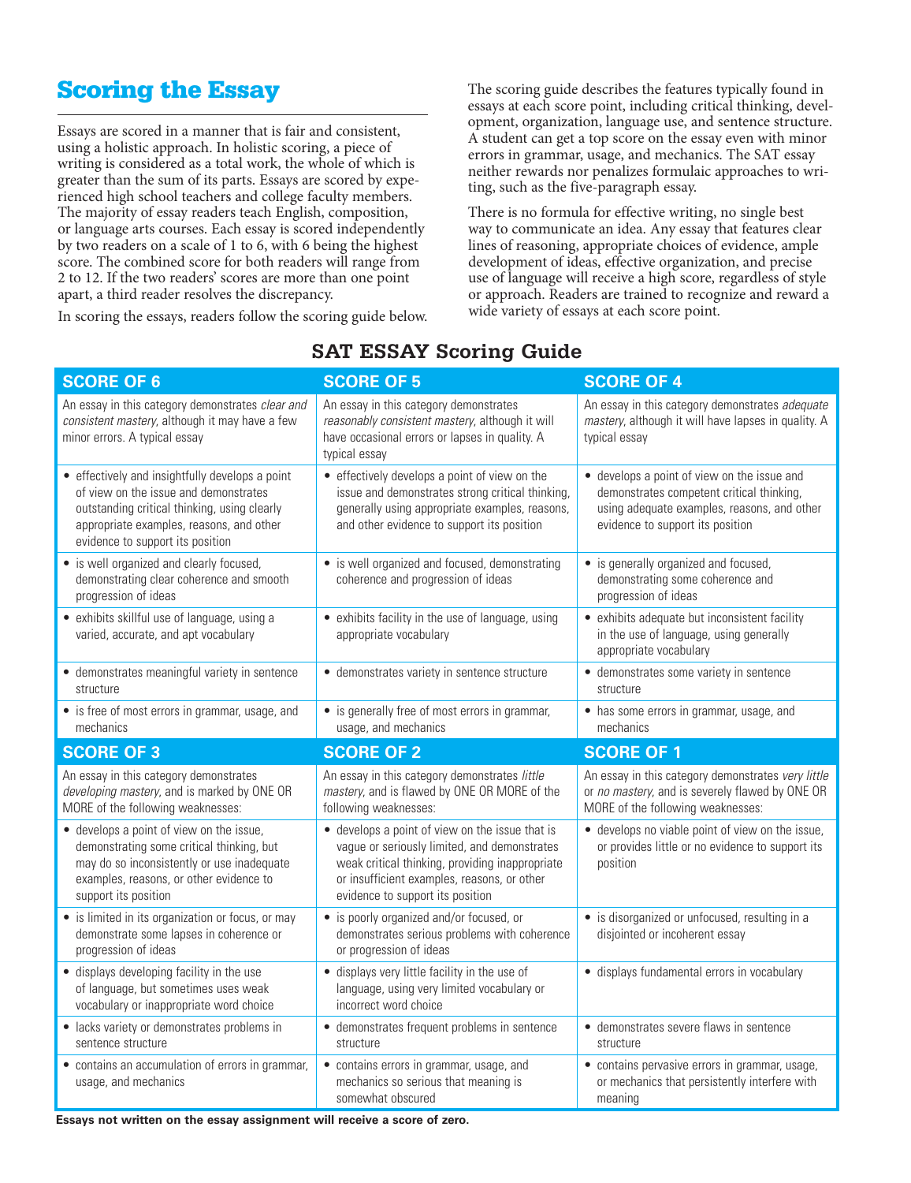## Scoring the Essay

Essays are scored in a manner that is fair and consistent, using a holistic approach. In holistic scoring, a piece of writing is considered as a total work, the whole of which is greater than the sum of its parts. Essays are scored by experienced high school teachers and college faculty members. The majority of essay readers teach English, composition, or language arts courses. Each essay is scored independently by two readers on a scale of 1 to 6, with 6 being the highest score. The combined score for both readers will range from 2 to 12. If the two readers' scores are more than one point apart, a third reader resolves the discrepancy.

In scoring the essays, readers follow the scoring guide below.

The scoring guide describes the features typically found in essays at each score point, including critical thinking, development, organization, language use, and sentence structure. A student can get a top score on the essay even with minor errors in grammar, usage, and mechanics. The SAT essay neither rewards nor penalizes formulaic approaches to writing, such as the five-paragraph essay.

There is no formula for effective writing, no single best way to communicate an idea. Any essay that features clear lines of reasoning, appropriate choices of evidence, ample development of ideas, effective organization, and precise use of language will receive a high score, regardless of style or approach. Readers are trained to recognize and reward a wide variety of essays at each score point.

### SAT ESSAY Scoring Guide

| SCORE OF 6 | SCORE OF 5 | SCORE OF 4 |
|---|---|---|
| An essay in this category demonstrates *clear and consistent mastery*, although it may have a few minor errors. A typical essay | An essay in this category demonstrates *reasonably consistent mastery*, although it will have occasional errors or lapses in quality. A typical essay | An essay in this category demonstrates *adequate mastery*, although it will have lapses in quality. A typical essay |
| • effectively and insightfully develops a point of view on the issue and demonstrates outstanding critical thinking, using clearly appropriate examples, reasons, and other evidence to support its position | • effectively develops a point of view on the issue and demonstrates strong critical thinking, generally using appropriate examples, reasons, and other evidence to support its position | • develops a point of view on the issue and demonstrates competent critical thinking, using adequate examples, reasons, and other evidence to support its position |
| • is well organized and clearly focused, demonstrating clear coherence and smooth progression of ideas | • is well organized and focused, demonstrating coherence and progression of ideas | • is generally organized and focused, demonstrating some coherence and progression of ideas |
| • exhibits skillful use of language, using a varied, accurate, and apt vocabulary | • exhibits facility in the use of language, using appropriate vocabulary | • exhibits adequate but inconsistent facility in the use of language, using generally appropriate vocabulary |
| • demonstrates meaningful variety in sentence structure | • demonstrates variety in sentence structure | • demonstrates some variety in sentence structure |
| • is free of most errors in grammar, usage, and mechanics | • is generally free of most errors in grammar, usage, and mechanics | • has some errors in grammar, usage, and mechanics |
| **SCORE OF 3** | **SCORE OF 2** | **SCORE OF 1** |
| An essay in this category demonstrates *developing mastery*, and is marked by ONE OR MORE of the following weaknesses: | An essay in this category demonstrates *little mastery*, and is flawed by ONE OR MORE of the following weaknesses: | An essay in this category demonstrates *very little* or *no mastery*, and is severely flawed by ONE OR MORE of the following weaknesses: |
| • develops a point of view on the issue, demonstrating some critical thinking, but may do so inconsistently or use inadequate examples, reasons, or other evidence to support its position | • develops a point of view on the issue that is vague or seriously limited, and demonstrates weak critical thinking, providing inappropriate or insufficient examples, reasons, or other evidence to support its position | • develops no viable point of view on the issue, or provides little or no evidence to support its position |
| • is limited in its organization or focus, or may demonstrate some lapses in coherence or progression of ideas | • is poorly organized and/or focused, or demonstrates serious problems with coherence or progression of ideas | • is disorganized or unfocused, resulting in a disjointed or incoherent essay |
| • displays developing facility in the use of language, but sometimes uses weak vocabulary or inappropriate word choice | • displays very little facility in the use of language, using very limited vocabulary or incorrect word choice | • displays fundamental errors in vocabulary |
| • lacks variety or demonstrates problems in sentence structure | • demonstrates frequent problems in sentence structure | • demonstrates severe flaws in sentence structure |
| • contains an accumulation of errors in grammar, usage, and mechanics | • contains errors in grammar, usage, and mechanics so serious that meaning is somewhat obscured | • contains pervasive errors in grammar, usage, or mechanics that persistently interfere with meaning |

**Essays not written on the essay assignment will receive a score of zero.**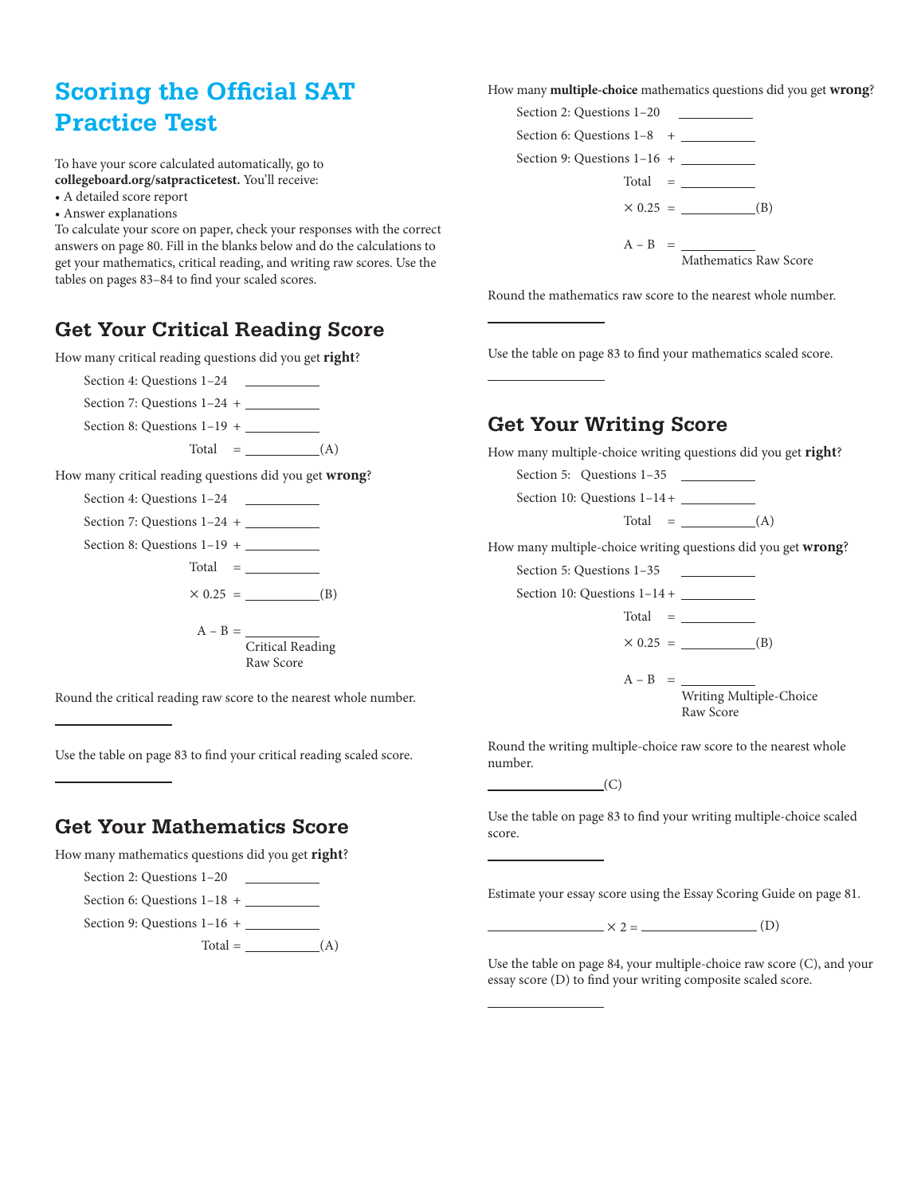# Scoring the Official SAT Practice Test

To have your score calculated automatically, go to **collegeboard.org/satpracticetest.** You'll receive:

- A detailed score report
- Answer explanations

To calculate your score on paper, check your responses with the correct answers on page 80. Fill in the blanks below and do the calculations to get your mathematics, critical reading, and writing raw scores. Use the tables on pages 83–84 to find your scaled scores.

## Get Your Critical Reading Score

How many critical reading questions did you get **right**?

Section 4: Questions 1–24 ____________

Section 7: Questions 1–24 + ____________

Section 8: Questions 1–19 + ____________

Total = ____________(A)

How many critical reading questions did you get **wrong**?

Section 4: Questions 1–24 ____________

Section 7: Questions 1–24 + ____________

Section 8: Questions 1–19 + ____________

Total = ____________

× 0.25 = ____________(B)

A – B = ____________
Critical Reading Raw Score

Round the critical reading raw score to the nearest whole number.

____________

Use the table on page 83 to find your critical reading scaled score.

____________

## Get Your Mathematics Score

How many mathematics questions did you get **right**?

Section 2: Questions 1–20 ____________

Section 6: Questions 1–18 + ____________

Section 9: Questions 1–16 + ____________

Total = ____________(A)

How many **multiple-choice** mathematics questions did you get **wrong**?

Section 2: Questions 1–20 ____________

Section 6: Questions 1–8 + ____________

Section 9: Questions 1–16 + ____________

Total = ____________

× 0.25 = ____________(B)

A – B = ____________
Mathematics Raw Score

Round the mathematics raw score to the nearest whole number.

____________

Use the table on page 83 to find your mathematics scaled score.

____________

## Get Your Writing Score

How many multiple-choice writing questions did you get **right**?

Section 5: Questions 1–35 ____________

Section 10: Questions 1–14 + ____________

Total = ____________(A)

How many multiple-choice writing questions did you get **wrong**?

Section 5: Questions 1–35 ____________

Section 10: Questions 1–14 + ____________

Total = ____________

× 0.25 = ____________(B)

A – B = ____________
Writing Multiple-Choice Raw Score

Round the writing multiple-choice raw score to the nearest whole number.

____________(C)

Use the table on page 83 to find your writing multiple-choice scaled score.

____________

Estimate your essay score using the Essay Scoring Guide on page 81.

____________ × 2 = ____________ (D)

Use the table on page 84, your multiple-choice raw score (C), and your essay score (D) to find your writing composite scaled score.

____________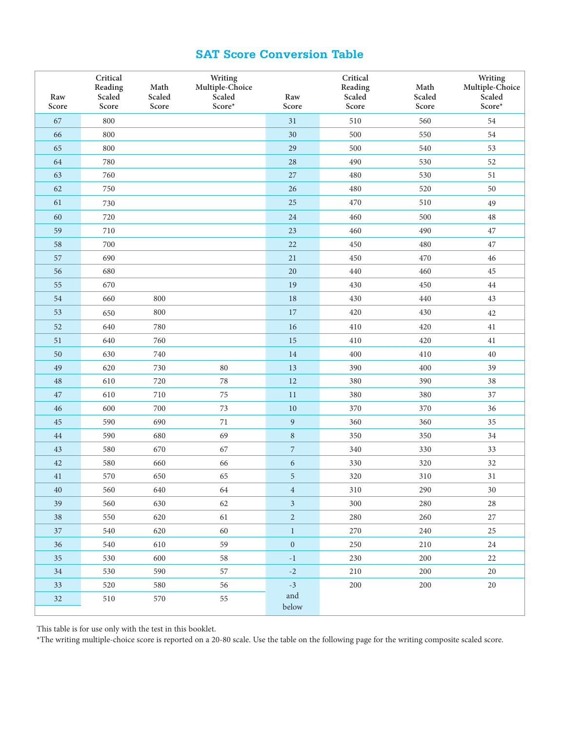# SAT Score Conversion Table

| Raw Score | Critical Reading Scaled Score | Math Scaled Score | Writing Multiple-Choice Scaled Score* | Raw Score | Critical Reading Scaled Score | Math Scaled Score | Writing Multiple-Choice Scaled Score* |
|---|---|---|---|---|---|---|---|
| 67 | 800 | | | 31 | 510 | 560 | 54 |
| 66 | 800 | | | 30 | 500 | 550 | 54 |
| 65 | 800 | | | 29 | 500 | 540 | 53 |
| 64 | 780 | | | 28 | 490 | 530 | 52 |
| 63 | 760 | | | 27 | 480 | 530 | 51 |
| 62 | 750 | | | 26 | 480 | 520 | 50 |
| 61 | 730 | | | 25 | 470 | 510 | 49 |
| 60 | 720 | | | 24 | 460 | 500 | 48 |
| 59 | 710 | | | 23 | 460 | 490 | 47 |
| 58 | 700 | | | 22 | 450 | 480 | 47 |
| 57 | 690 | | | 21 | 450 | 470 | 46 |
| 56 | 680 | | | 20 | 440 | 460 | 45 |
| 55 | 670 | | | 19 | 430 | 450 | 44 |
| 54 | 660 | 800 | | 18 | 430 | 440 | 43 |
| 53 | 650 | 800 | | 17 | 420 | 430 | 42 |
| 52 | 640 | 780 | | 16 | 410 | 420 | 41 |
| 51 | 640 | 760 | | 15 | 410 | 420 | 41 |
| 50 | 630 | 740 | | 14 | 400 | 410 | 40 |
| 49 | 620 | 730 | 80 | 13 | 390 | 400 | 39 |
| 48 | 610 | 720 | 78 | 12 | 380 | 390 | 38 |
| 47 | 610 | 710 | 75 | 11 | 380 | 380 | 37 |
| 46 | 600 | 700 | 73 | 10 | 370 | 370 | 36 |
| 45 | 590 | 690 | 71 | 9 | 360 | 360 | 35 |
| 44 | 590 | 680 | 69 | 8 | 350 | 350 | 34 |
| 43 | 580 | 670 | 67 | 7 | 340 | 330 | 33 |
| 42 | 580 | 660 | 66 | 6 | 330 | 320 | 32 |
| 41 | 570 | 650 | 65 | 5 | 320 | 310 | 31 |
| 40 | 560 | 640 | 64 | 4 | 310 | 290 | 30 |
| 39 | 560 | 630 | 62 | 3 | 300 | 280 | 28 |
| 38 | 550 | 620 | 61 | 2 | 280 | 260 | 27 |
| 37 | 540 | 620 | 60 | 1 | 270 | 240 | 25 |
| 36 | 540 | 610 | 59 | 0 | 250 | 210 | 24 |
| 35 | 530 | 600 | 58 | -1 | 230 | 200 | 22 |
| 34 | 530 | 590 | 57 | -2 | 210 | 200 | 20 |
| 33 | 520 | 580 | 56 | -3 and below | 200 | 200 | 20 |
| 32 | 510 | 570 | 55 | | | | |

This table is for use only with the test in this booklet.

*The writing multiple-choice score is reported on a 20-80 scale. Use the table on the following page for the writing composite scaled score.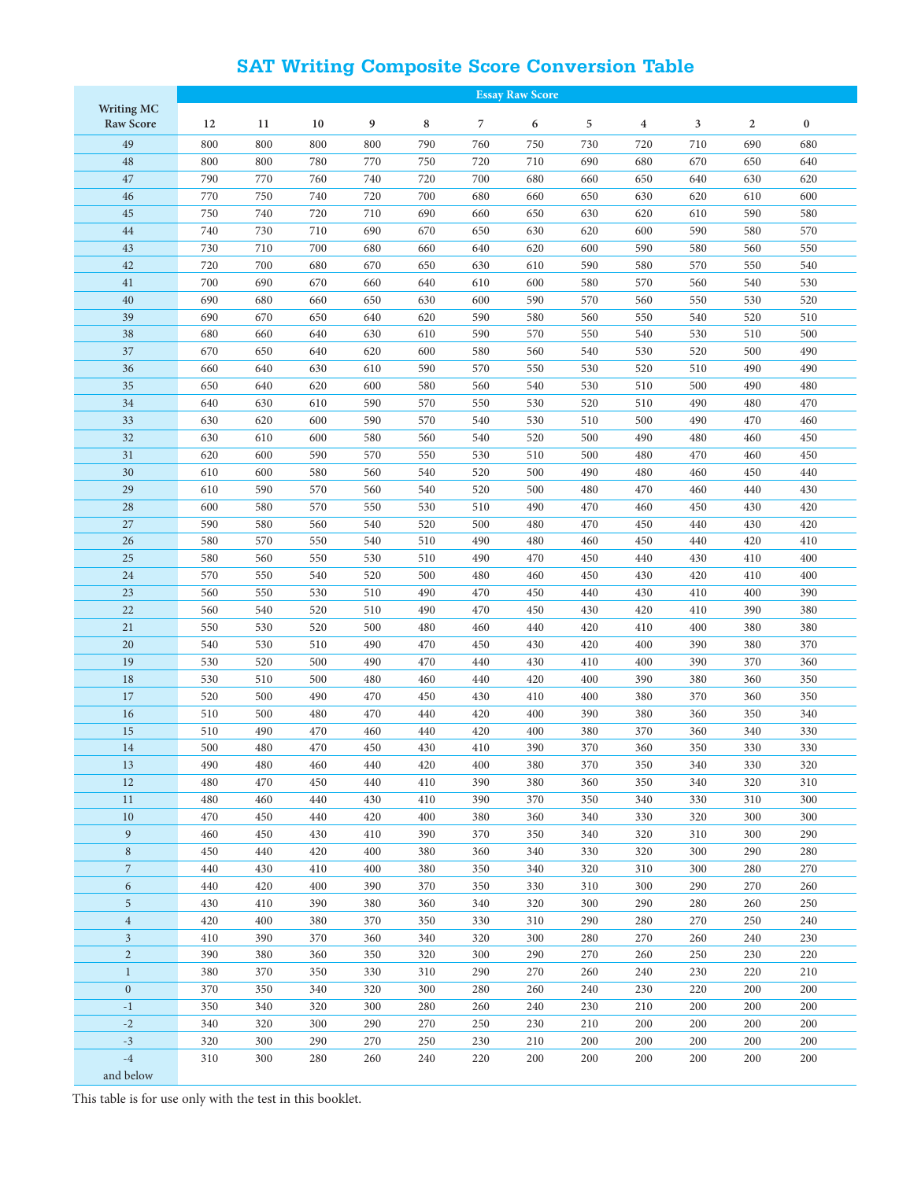# SAT Writing Composite Score Conversion Table

| Writing MC Raw Score | Essay Raw Score | | | | | | | | | | | |
|---|---|---|---|---|---|---|---|---|---|---|---|---|
| | 12 | 11 | 10 | 9 | 8 | 7 | 6 | 5 | 4 | 3 | 2 | 0 |
| 49 | 800 | 800 | 800 | 800 | 790 | 760 | 750 | 730 | 720 | 710 | 690 | 680 |
| 48 | 800 | 800 | 780 | 770 | 750 | 720 | 710 | 690 | 680 | 670 | 650 | 640 |
| 47 | 790 | 770 | 760 | 740 | 720 | 700 | 680 | 660 | 650 | 640 | 630 | 620 |
| 46 | 770 | 750 | 740 | 720 | 700 | 680 | 660 | 650 | 630 | 620 | 610 | 600 |
| 45 | 750 | 740 | 720 | 710 | 690 | 660 | 650 | 630 | 620 | 610 | 590 | 580 |
| 44 | 740 | 730 | 710 | 690 | 670 | 650 | 630 | 620 | 600 | 590 | 580 | 570 |
| 43 | 730 | 710 | 700 | 680 | 660 | 640 | 620 | 600 | 590 | 580 | 560 | 550 |
| 42 | 720 | 700 | 680 | 670 | 650 | 630 | 610 | 590 | 580 | 570 | 550 | 540 |
| 41 | 700 | 690 | 670 | 660 | 640 | 610 | 600 | 580 | 570 | 560 | 540 | 530 |
| 40 | 690 | 680 | 660 | 650 | 630 | 600 | 590 | 570 | 560 | 550 | 530 | 520 |
| 39 | 690 | 670 | 650 | 640 | 620 | 590 | 580 | 560 | 550 | 540 | 520 | 510 |
| 38 | 680 | 660 | 640 | 630 | 610 | 590 | 570 | 550 | 540 | 530 | 510 | 500 |
| 37 | 670 | 650 | 640 | 620 | 600 | 580 | 560 | 540 | 530 | 520 | 500 | 490 |
| 36 | 660 | 640 | 630 | 610 | 590 | 570 | 550 | 530 | 520 | 510 | 490 | 490 |
| 35 | 650 | 640 | 620 | 600 | 580 | 560 | 540 | 530 | 510 | 500 | 490 | 480 |
| 34 | 640 | 630 | 610 | 590 | 570 | 550 | 530 | 520 | 510 | 490 | 480 | 470 |
| 33 | 630 | 620 | 600 | 590 | 570 | 540 | 530 | 510 | 500 | 490 | 470 | 460 |
| 32 | 630 | 610 | 600 | 580 | 560 | 540 | 520 | 500 | 490 | 480 | 460 | 450 |
| 31 | 620 | 600 | 590 | 570 | 550 | 530 | 510 | 500 | 480 | 470 | 460 | 450 |
| 30 | 610 | 600 | 580 | 560 | 540 | 520 | 500 | 490 | 480 | 460 | 450 | 440 |
| 29 | 610 | 590 | 570 | 560 | 540 | 520 | 500 | 480 | 470 | 460 | 440 | 430 |
| 28 | 600 | 580 | 570 | 550 | 530 | 510 | 490 | 470 | 460 | 450 | 430 | 420 |
| 27 | 590 | 580 | 560 | 540 | 520 | 500 | 480 | 470 | 450 | 440 | 430 | 420 |
| 26 | 580 | 570 | 550 | 540 | 510 | 490 | 480 | 460 | 450 | 440 | 420 | 410 |
| 25 | 580 | 560 | 550 | 530 | 510 | 490 | 470 | 450 | 440 | 430 | 410 | 400 |
| 24 | 570 | 550 | 540 | 520 | 500 | 480 | 460 | 450 | 430 | 420 | 410 | 400 |
| 23 | 560 | 550 | 530 | 510 | 490 | 470 | 450 | 440 | 430 | 410 | 400 | 390 |
| 22 | 560 | 540 | 520 | 510 | 490 | 470 | 450 | 430 | 420 | 410 | 390 | 380 |
| 21 | 550 | 530 | 520 | 500 | 480 | 460 | 440 | 420 | 410 | 400 | 380 | 380 |
| 20 | 540 | 530 | 510 | 490 | 470 | 450 | 430 | 420 | 400 | 390 | 380 | 370 |
| 19 | 530 | 520 | 500 | 490 | 470 | 440 | 430 | 410 | 400 | 390 | 370 | 360 |
| 18 | 530 | 510 | 500 | 480 | 460 | 440 | 420 | 400 | 390 | 380 | 360 | 350 |
| 17 | 520 | 500 | 490 | 470 | 450 | 430 | 410 | 400 | 380 | 370 | 360 | 350 |
| 16 | 510 | 500 | 480 | 470 | 440 | 420 | 400 | 390 | 380 | 360 | 350 | 340 |
| 15 | 510 | 490 | 470 | 460 | 440 | 420 | 400 | 380 | 370 | 360 | 340 | 330 |
| 14 | 500 | 480 | 470 | 450 | 430 | 410 | 390 | 370 | 360 | 350 | 330 | 330 |
| 13 | 490 | 480 | 460 | 440 | 420 | 400 | 380 | 370 | 350 | 340 | 330 | 320 |
| 12 | 480 | 470 | 450 | 440 | 410 | 390 | 380 | 360 | 350 | 340 | 320 | 310 |
| 11 | 480 | 460 | 440 | 430 | 410 | 390 | 370 | 350 | 340 | 330 | 310 | 300 |
| 10 | 470 | 450 | 440 | 420 | 400 | 380 | 360 | 340 | 330 | 320 | 300 | 300 |
| 9 | 460 | 450 | 430 | 410 | 390 | 370 | 350 | 340 | 320 | 310 | 300 | 290 |
| 8 | 450 | 440 | 420 | 400 | 380 | 360 | 340 | 330 | 320 | 300 | 290 | 280 |
| 7 | 440 | 430 | 410 | 400 | 380 | 350 | 340 | 320 | 310 | 300 | 280 | 270 |
| 6 | 440 | 420 | 400 | 390 | 370 | 350 | 330 | 310 | 300 | 290 | 270 | 260 |
| 5 | 430 | 410 | 390 | 380 | 360 | 340 | 320 | 300 | 290 | 280 | 260 | 250 |
| 4 | 420 | 400 | 380 | 370 | 350 | 330 | 310 | 290 | 280 | 270 | 250 | 240 |
| 3 | 410 | 390 | 370 | 360 | 340 | 320 | 300 | 280 | 270 | 260 | 240 | 230 |
| 2 | 390 | 380 | 360 | 350 | 320 | 300 | 290 | 270 | 260 | 250 | 230 | 220 |
| 1 | 380 | 370 | 350 | 330 | 310 | 290 | 270 | 260 | 240 | 230 | 220 | 210 |
| 0 | 370 | 350 | 340 | 320 | 300 | 280 | 260 | 240 | 230 | 220 | 200 | 200 |
| -1 | 350 | 340 | 320 | 300 | 280 | 260 | 240 | 230 | 210 | 200 | 200 | 200 |
| -2 | 340 | 320 | 300 | 290 | 270 | 250 | 230 | 210 | 200 | 200 | 200 | 200 |
| -3 | 320 | 300 | 290 | 270 | 250 | 230 | 210 | 200 | 200 | 200 | 200 | 200 |
| -4 and below | 310 | 300 | 280 | 260 | 240 | 220 | 200 | 200 | 200 | 200 | 200 | 200 |

This table is for use only with the test in this booklet.